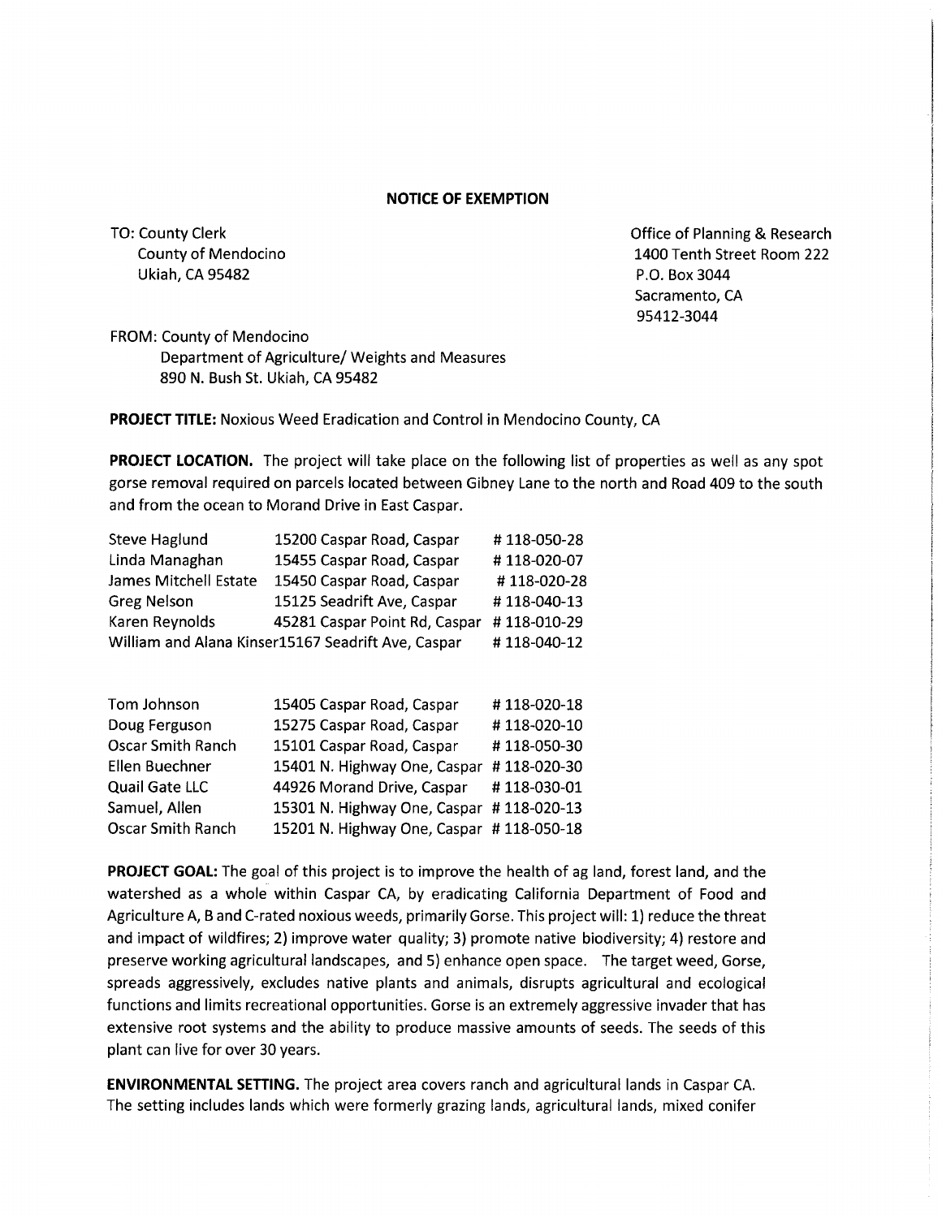## NOTICE OF EXEMPTION

TO: County Clerk
County of Mendocino
Ukiah, CA 95482

Office of Planning & Research
1400 Tenth Street Room 222
P.O. Box 3044
Sacramento, CA
95412-3044

FROM: County of Mendocino
Department of Agriculture/ Weights and Measures
890 N. Bush St. Ukiah, CA 95482

**PROJECT TITLE:** Noxious Weed Eradication and Control in Mendocino County, CA

**PROJECT LOCATION.** The project will take place on the following list of properties as well as any spot gorse removal required on parcels located between Gibney Lane to the north and Road 409 to the south and from the ocean to Morand Drive in East Caspar.

| | | |
|---|---|---|
| Steve Haglund | 15200 Caspar Road, Caspar | # 118-050-28 |
| Linda Managhan | 15455 Caspar Road, Caspar | # 118-020-07 |
| James Mitchell Estate | 15450 Caspar Road, Caspar | # 118-020-28 |
| Greg Nelson | 15125 Seadrift Ave, Caspar | # 118-040-13 |
| Karen Reynolds | 45281 Caspar Point Rd, Caspar | # 118-010-29 |
| William and Alana Kinser | 15167 Seadrift Ave, Caspar | # 118-040-12 |

| | | |
|---|---|---|
| Tom Johnson | 15405 Caspar Road, Caspar | # 118-020-18 |
| Doug Ferguson | 15275 Caspar Road, Caspar | # 118-020-10 |
| Oscar Smith Ranch | 15101 Caspar Road, Caspar | # 118-050-30 |
| Ellen Buechner | 15401 N. Highway One, Caspar | # 118-020-30 |
| Quail Gate LLC | 44926 Morand Drive, Caspar | # 118-030-01 |
| Samuel, Allen | 15301 N. Highway One, Caspar | # 118-020-13 |
| Oscar Smith Ranch | 15201 N. Highway One, Caspar | # 118-050-18 |

**PROJECT GOAL:** The goal of this project is to improve the health of ag land, forest land, and the watershed as a whole within Caspar CA, by eradicating California Department of Food and Agriculture A, B and C-rated noxious weeds, primarily Gorse. This project will: 1) reduce the threat and impact of wildfires; 2) improve water quality; 3) promote native biodiversity; 4) restore and preserve working agricultural landscapes, and 5) enhance open space. The target weed, Gorse, spreads aggressively, excludes native plants and animals, disrupts agricultural and ecological functions and limits recreational opportunities. Gorse is an extremely aggressive invader that has extensive root systems and the ability to produce massive amounts of seeds. The seeds of this plant can live for over 30 years.

**ENVIRONMENTAL SETTING.** The project area covers ranch and agricultural lands in Caspar CA. The setting includes lands which were formerly grazing lands, agricultural lands, mixed conifer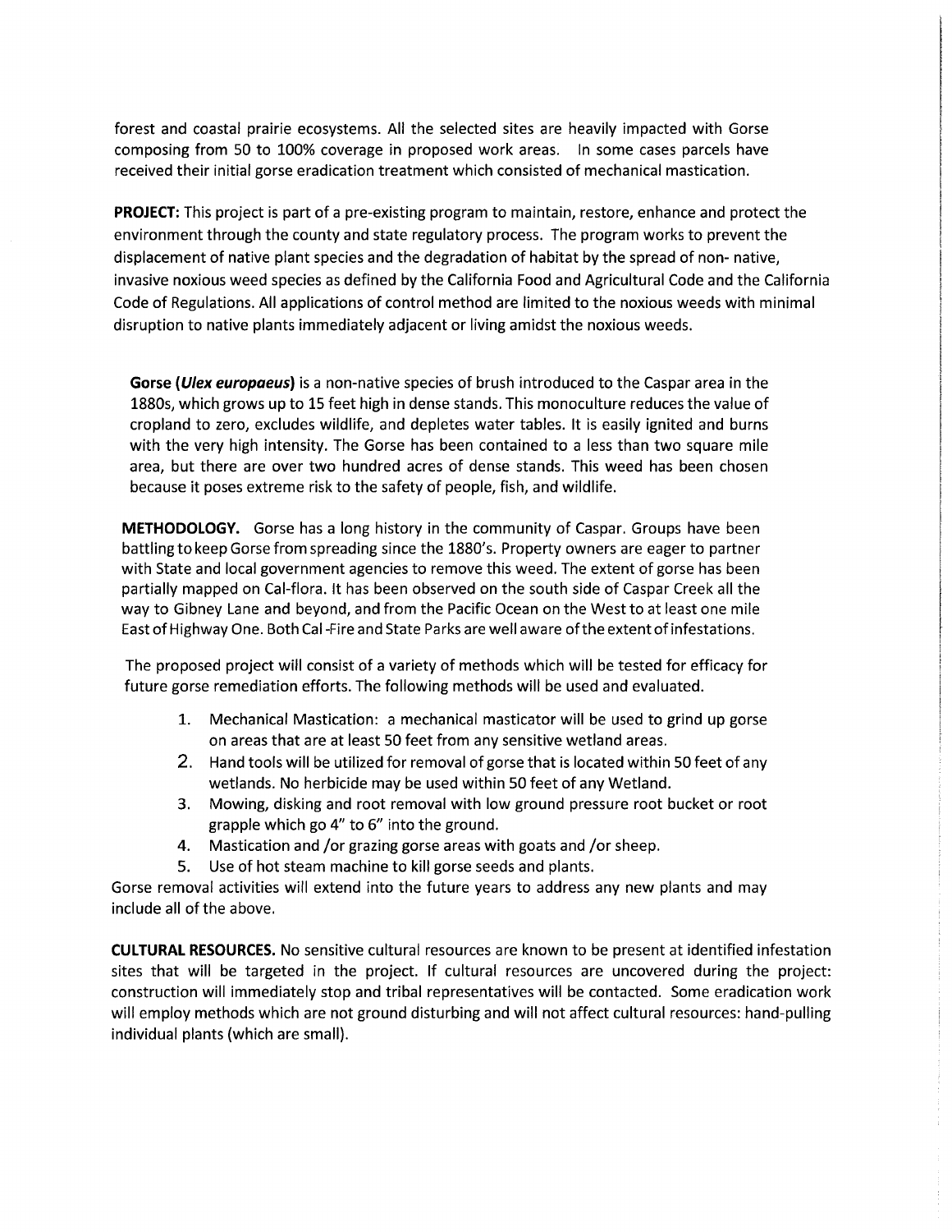forest and coastal prairie ecosystems. All the selected sites are heavily impacted with Gorse composing from 50 to 100% coverage in proposed work areas. In some cases parcels have received their initial gorse eradication treatment which consisted of mechanical mastication.

**PROJECT:** This project is part of a pre-existing program to maintain, restore, enhance and protect the environment through the county and state regulatory process. The program works to prevent the displacement of native plant species and the degradation of habitat by the spread of non- native, invasive noxious weed species as defined by the California Food and Agricultural Code and the California Code of Regulations. All applications of control method are limited to the noxious weeds with minimal disruption to native plants immediately adjacent or living amidst the noxious weeds.

**Gorse (*Ulex europaeus*)** is a non-native species of brush introduced to the Caspar area in the 1880s, which grows up to 15 feet high in dense stands. This monoculture reduces the value of cropland to zero, excludes wildlife, and depletes water tables. It is easily ignited and burns with the very high intensity. The Gorse has been contained to a less than two square mile area, but there are over two hundred acres of dense stands. This weed has been chosen because it poses extreme risk to the safety of people, fish, and wildlife.

**METHODOLOGY.** Gorse has a long history in the community of Caspar. Groups have been battling to keep Gorse from spreading since the 1880's. Property owners are eager to partner with State and local government agencies to remove this weed. The extent of gorse has been partially mapped on Cal-flora. It has been observed on the south side of Caspar Creek all the way to Gibney Lane and beyond, and from the Pacific Ocean on the West to at least one mile East of Highway One. Both Cal -Fire and State Parks are well aware of the extent of infestations.

The proposed project will consist of a variety of methods which will be tested for efficacy for future gorse remediation efforts. The following methods will be used and evaluated.

1. Mechanical Mastication: a mechanical masticator will be used to grind up gorse on areas that are at least 50 feet from any sensitive wetland areas.
2. Hand tools will be utilized for removal of gorse that is located within 50 feet of any wetlands. No herbicide may be used within 50 feet of any Wetland.
3. Mowing, disking and root removal with low ground pressure root bucket or root grapple which go 4" to 6" into the ground.
4. Mastication and /or grazing gorse areas with goats and /or sheep.
5. Use of hot steam machine to kill gorse seeds and plants.

Gorse removal activities will extend into the future years to address any new plants and may include all of the above.

**CULTURAL RESOURCES.** No sensitive cultural resources are known to be present at identified infestation sites that will be targeted in the project. If cultural resources are uncovered during the project: construction will immediately stop and tribal representatives will be contacted. Some eradication work will employ methods which are not ground disturbing and will not affect cultural resources: hand-pulling individual plants (which are small).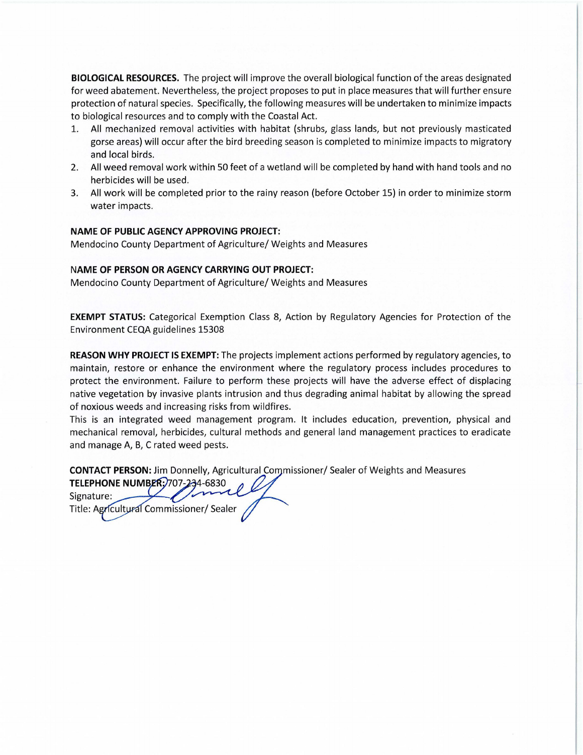**BIOLOGICAL RESOURCES.** The project will improve the overall biological function of the areas designated for weed abatement. Nevertheless, the project proposes to put in place measures that will further ensure protection of natural species. Specifically, the following measures will be undertaken to minimize impacts to biological resources and to comply with the Coastal Act.

1. All mechanized removal activities with habitat (shrubs, glass lands, but not previously masticated gorse areas) will occur after the bird breeding season is completed to minimize impacts to migratory and local birds.
2. All weed removal work within 50 feet of a wetland will be completed by hand with hand tools and no herbicides will be used.
3. All work will be completed prior to the rainy reason (before October 15) in order to minimize storm water impacts.

**NAME OF PUBLIC AGENCY APPROVING PROJECT:**
Mendocino County Department of Agriculture/ Weights and Measures

**NAME OF PERSON OR AGENCY CARRYING OUT PROJECT:**
Mendocino County Department of Agriculture/ Weights and Measures

**EXEMPT STATUS:** Categorical Exemption Class 8, Action by Regulatory Agencies for Protection of the Environment CEQA guidelines 15308

**REASON WHY PROJECT IS EXEMPT:** The projects implement actions performed by regulatory agencies, to maintain, restore or enhance the environment where the regulatory process includes procedures to protect the environment. Failure to perform these projects will have the adverse effect of displacing native vegetation by invasive plants intrusion and thus degrading animal habitat by allowing the spread of noxious weeds and increasing risks from wildfires.

This is an integrated weed management program. It includes education, prevention, physical and mechanical removal, herbicides, cultural methods and general land management practices to eradicate and manage A, B, C rated weed pests.

**CONTACT PERSON:** Jim Donnelly, Agricultural Commissioner/ Sealer of Weights and Measures
**TELEPHONE NUMBER:** 707-234-6830
Signature:
Title: Agricultural Commissioner/ Sealer